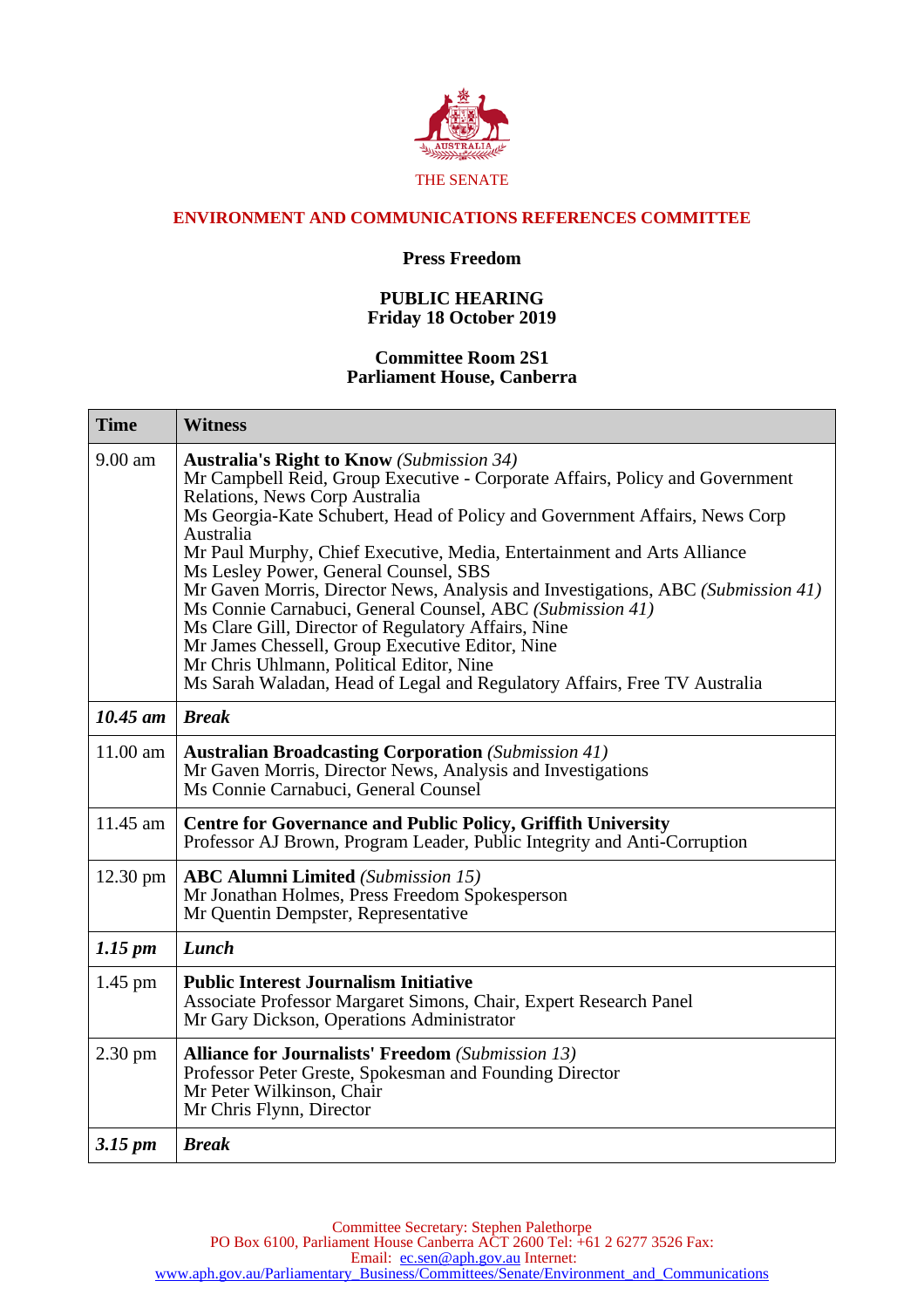THE SENATE

## ENVIRONMENT AND COMMUNICATIONS REFERENCES COMMITTEE

**Press Freedom**

**PUBLIC HEARING**
**Friday 18 October 2019**

**Committee Room 2S1**
**Parliament House, Canberra**

| Time | Witness |
|---|---|
| 9.00 am | **Australia's Right to Know** *(Submission 34)*<br>Mr Campbell Reid, Group Executive - Corporate Affairs, Policy and Government Relations, News Corp Australia<br>Ms Georgia-Kate Schubert, Head of Policy and Government Affairs, News Corp Australia<br>Mr Paul Murphy, Chief Executive, Media, Entertainment and Arts Alliance<br>Ms Lesley Power, General Counsel, SBS<br>Mr Gaven Morris, Director News, Analysis and Investigations, ABC *(Submission 41)*<br>Ms Connie Carnabuci, General Counsel, ABC *(Submission 41)*<br>Ms Clare Gill, Director of Regulatory Affairs, Nine<br>Mr James Chessell, Group Executive Editor, Nine<br>Mr Chris Uhlmann, Political Editor, Nine<br>Ms Sarah Waladan, Head of Legal and Regulatory Affairs, Free TV Australia |
| ***10.45 am*** | ***Break*** |
| 11.00 am | **Australian Broadcasting Corporation** *(Submission 41)*<br>Mr Gaven Morris, Director News, Analysis and Investigations<br>Ms Connie Carnabuci, General Counsel |
| 11.45 am | **Centre for Governance and Public Policy, Griffith University**<br>Professor AJ Brown, Program Leader, Public Integrity and Anti-Corruption |
| 12.30 pm | **ABC Alumni Limited** *(Submission 15)*<br>Mr Jonathan Holmes, Press Freedom Spokesperson<br>Mr Quentin Dempster, Representative |
| ***1.15 pm*** | ***Lunch*** |
| 1.45 pm | **Public Interest Journalism Initiative**<br>Associate Professor Margaret Simons, Chair, Expert Research Panel<br>Mr Gary Dickson, Operations Administrator |
| 2.30 pm | **Alliance for Journalists' Freedom** *(Submission 13)*<br>Professor Peter Greste, Spokesman and Founding Director<br>Mr Peter Wilkinson, Chair<br>Mr Chris Flynn, Director |
| ***3.15 pm*** | ***Break*** |

Committee Secretary: Stephen Palethorpe
PO Box 6100, Parliament House Canberra ACT 2600 Tel: +61 2 6277 3526 Fax:
Email: ec.sen@aph.gov.au Internet:
www.aph.gov.au/Parliamentary_Business/Committees/Senate/Environment_and_Communications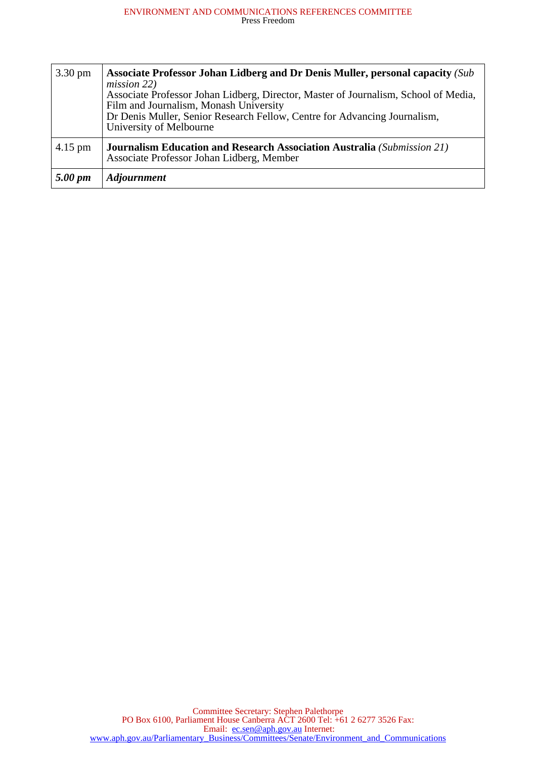| | |
|---|---|
| 3.30 pm | **Associate Professor Johan Lidberg and Dr Denis Muller, personal capacity** *(Submission 22)*<br>Associate Professor Johan Lidberg, Director, Master of Journalism, School of Media, Film and Journalism, Monash University<br>Dr Denis Muller, Senior Research Fellow, Centre for Advancing Journalism, University of Melbourne |
| 4.15 pm | **Journalism Education and Research Association Australia** *(Submission 21)*<br>Associate Professor Johan Lidberg, Member |
| ***5.00 pm*** | ***Adjournment*** |

Committee Secretary: Stephen Palethorpe
PO Box 6100, Parliament House Canberra ACT 2600 Tel: +61 2 6277 3526 Fax:
Email: ec.sen@aph.gov.au Internet:
www.aph.gov.au/Parliamentary_Business/Committees/Senate/Environment_and_Communications